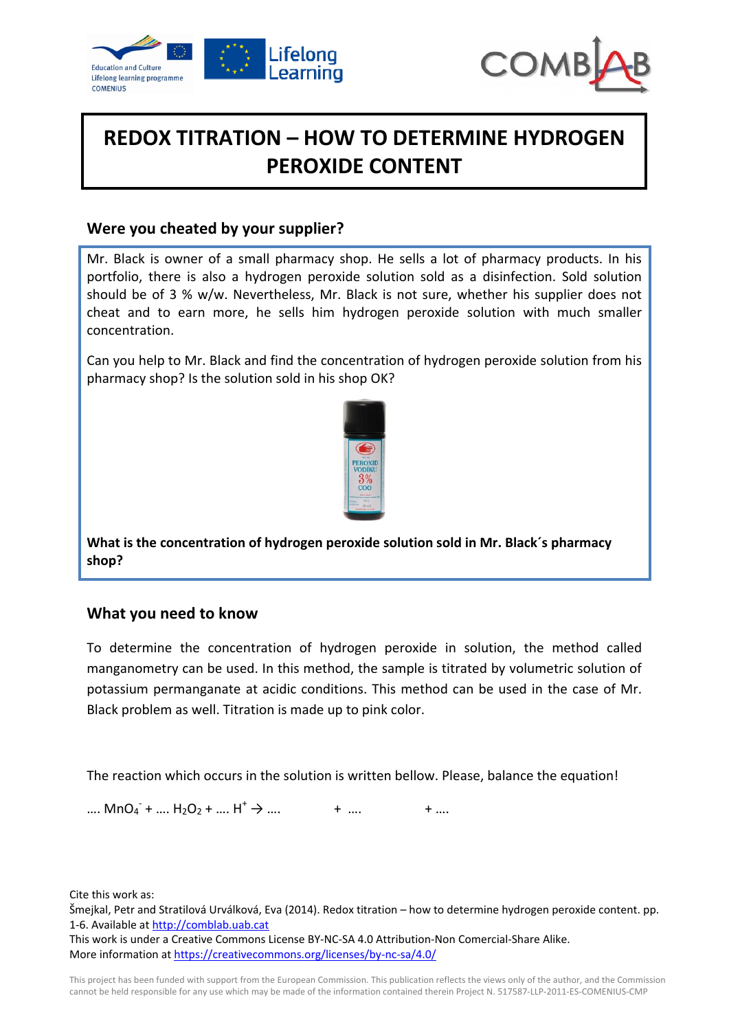# REDOX TITRATION – HOW TO DETERMINE HYDROGEN PEROXIDE CONTENT

## Were you cheated by your supplier?

Mr. Black is owner of a small pharmacy shop. He sells a lot of pharmacy products. In his portfolio, there is also a hydrogen peroxide solution sold as a disinfection. Sold solution should be of 3 % w/w. Nevertheless, Mr. Black is not sure, whether his supplier does not cheat and to earn more, he sells him hydrogen peroxide solution with much smaller concentration.

Can you help to Mr. Black and find the concentration of hydrogen peroxide solution from his pharmacy shop? Is the solution sold in his shop OK?

**What is the concentration of hydrogen peroxide solution sold in Mr. Black´s pharmacy shop?**

## What you need to know

To determine the concentration of hydrogen peroxide in solution, the method called manganometry can be used. In this method, the sample is titrated by volumetric solution of potassium permanganate at acidic conditions. This method can be used in the case of Mr. Black problem as well. Titration is made up to pink color.

The reaction which occurs in the solution is written bellow. Please, balance the equation!

…. $MnO_4^-$ + …. $H_2O_2$ + …. $H^+$ → ….  + ….  + ….

Cite this work as:
Šmejkal, Petr and Stratilová Urválková, Eva (2014). Redox titration – how to determine hydrogen peroxide content. pp. 1-6. Available at http://comblab.uab.cat
This work is under a Creative Commons License BY-NC-SA 4.0 Attribution-Non Comercial-Share Alike.
More information at https://creativecommons.org/licenses/by-nc-sa/4.0/

This project has been funded with support from the European Commission. This publication reflects the views only of the author, and the Commission cannot be held responsible for any use which may be made of the information contained therein Project N. 517587-LLP-2011-ES-COMENIUS-CMP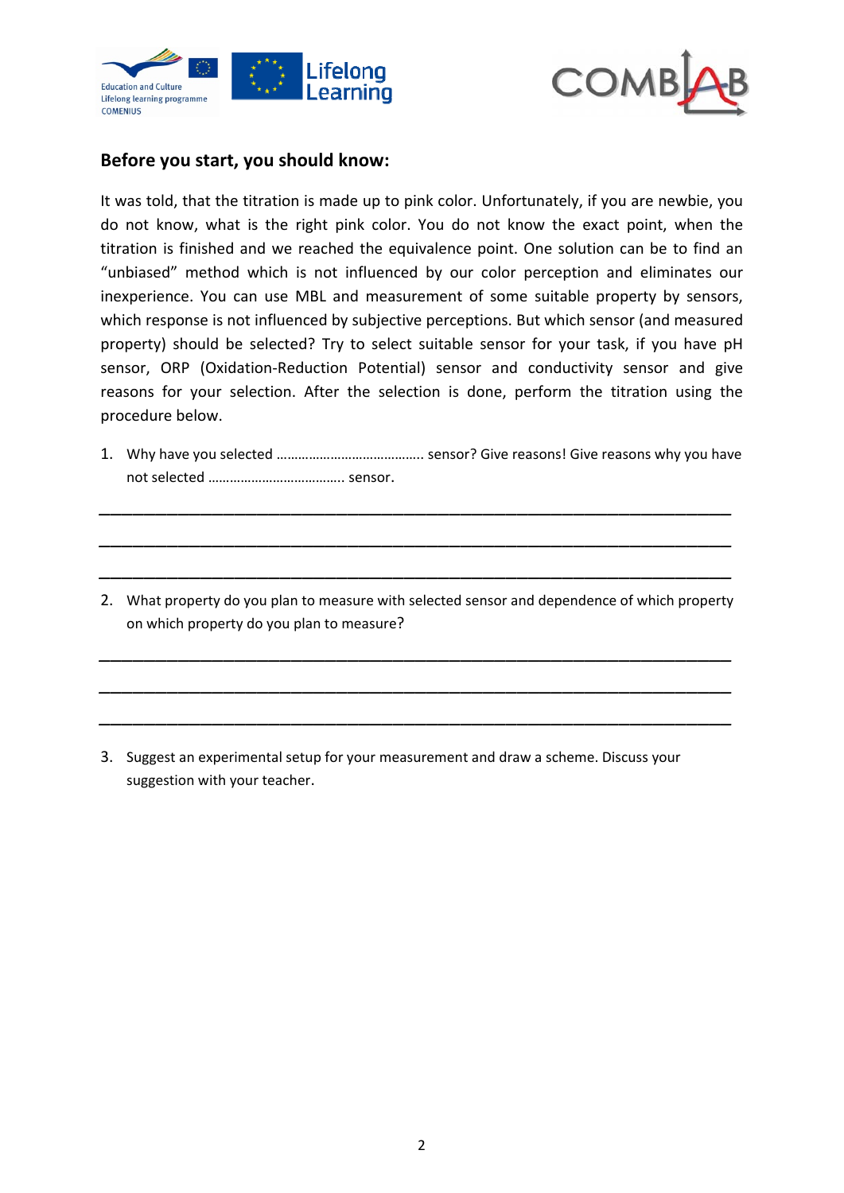## Before you start, you should know:

It was told, that the titration is made up to pink color. Unfortunately, if you are newbie, you do not know, what is the right pink color. You do not know the exact point, when the titration is finished and we reached the equivalence point. One solution can be to find an "unbiased" method which is not influenced by our color perception and eliminates our inexperience. You can use MBL and measurement of some suitable property by sensors, which response is not influenced by subjective perceptions. But which sensor (and measured property) should be selected? Try to select suitable sensor for your task, if you have pH sensor, ORP (Oxidation-Reduction Potential) sensor and conductivity sensor and give reasons for your selection. After the selection is done, perform the titration using the procedure below.

1. Why have you selected ………………………………….. sensor? Give reasons! Give reasons why you have not selected ……………………………….. sensor.

___________________________________________________________________________

___________________________________________________________________________

___________________________________________________________________________

2. What property do you plan to measure with selected sensor and dependence of which property on which property do you plan to measure?

___________________________________________________________________________

___________________________________________________________________________

___________________________________________________________________________

3. Suggest an experimental setup for your measurement and draw a scheme. Discuss your suggestion with your teacher.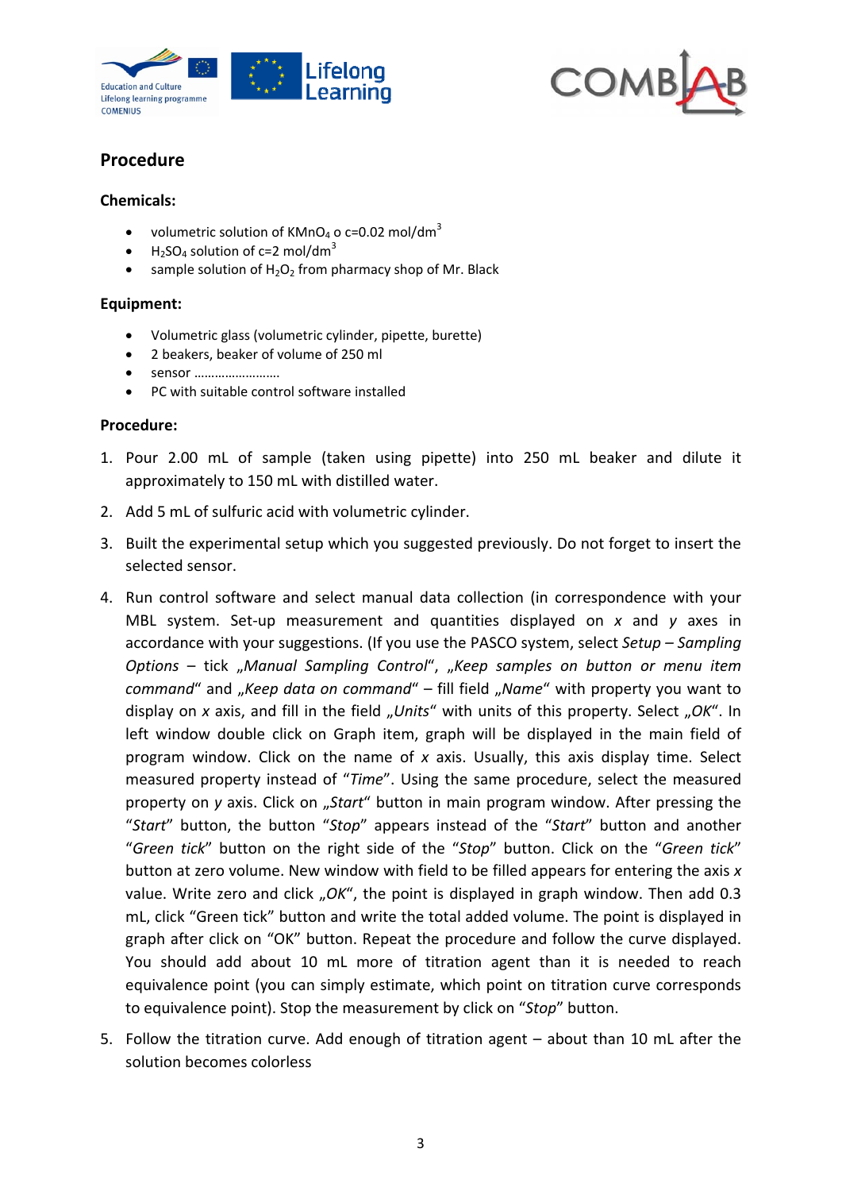## Procedure

### Chemicals:

- volumetric solution of $KMnO_4$ o c=0.02 mol/dm$^3$
- $H_2SO_4$ solution of c=2 mol/dm$^3$
- sample solution of $H_2O_2$ from pharmacy shop of Mr. Black

### Equipment:

- Volumetric glass (volumetric cylinder, pipette, burette)
- 2 beakers, beaker of volume of 250 ml
- sensor ……………………
- PC with suitable control software installed

### Procedure:

1. Pour 2.00 mL of sample (taken using pipette) into 250 mL beaker and dilute it approximately to 150 mL with distilled water.
2. Add 5 mL of sulfuric acid with volumetric cylinder.
3. Built the experimental setup which you suggested previously. Do not forget to insert the selected sensor.
4. Run control software and select manual data collection (in correspondence with your MBL system. Set-up measurement and quantities displayed on *x* and *y* axes in accordance with your suggestions. (If you use the PASCO system, select *Setup – Sampling Options* – tick „*Manual Sampling Control*“, „*Keep samples on button or menu item command*“ and „*Keep data on command*“ – fill field „*Name*“ with property you want to display on *x* axis, and fill in the field „*Units*“ with units of this property. Select „*OK*“. In left window double click on Graph item, graph will be displayed in the main field of program window. Click on the name of *x* axis. Usually, this axis display time. Select measured property instead of "*Time*". Using the same procedure, select the measured property on *y* axis. Click on „*Start*“ button in main program window. After pressing the "*Start*" button, the button "*Stop*" appears instead of the "*Start*" button and another "*Green tick*" button on the right side of the "*Stop*" button. Click on the "*Green tick*" button at zero volume. New window with field to be filled appears for entering the axis *x* value. Write zero and click „*OK*“, the point is displayed in graph window. Then add 0.3 mL, click "Green tick" button and write the total added volume. The point is displayed in graph after click on "OK" button. Repeat the procedure and follow the curve displayed. You should add about 10 mL more of titration agent than it is needed to reach equivalence point (you can simply estimate, which point on titration curve corresponds to equivalence point). Stop the measurement by click on "*Stop*" button.
5. Follow the titration curve. Add enough of titration agent – about than 10 mL after the solution becomes colorless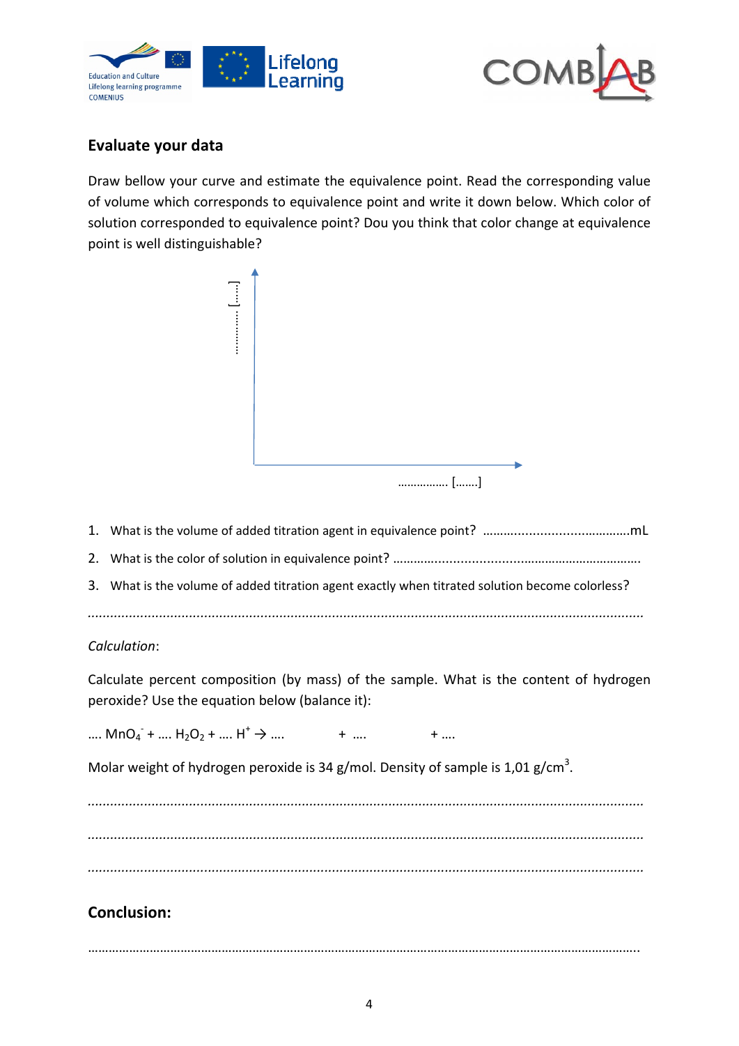## Evaluate your data

Draw bellow your curve and estimate the equivalence point. Read the corresponding value of volume which corresponds to equivalence point and write it down below. Which color of solution corresponded to equivalence point? Dou you think that color change at equivalence point is well distinguishable?

…………… […….]

……………. […….]

1. What is the volume of added titration agent in equivalence point? ……………………………………mL
2. What is the color of solution in equivalence point? ……………………………………………………………
3. What is the volume of added titration agent exactly when titrated solution become colorless?

……………………………………………………………………………………………………………………………

*Calculation*:

Calculate percent composition (by mass) of the sample. What is the content of hydrogen peroxide? Use the equation below (balance it):

…. $MnO_4^-$ + …. $H_2O_2$ + …. $H^+$ → ….  + ….  + ….

Molar weight of hydrogen peroxide is 34 g/mol. Density of sample is 1,01 $g/cm^3$.

……………………………………………………………………………………………………………………………

……………………………………………………………………………………………………………………………

……………………………………………………………………………………………………………………………

## Conclusion:

……………………………………………………………………………………………………………………………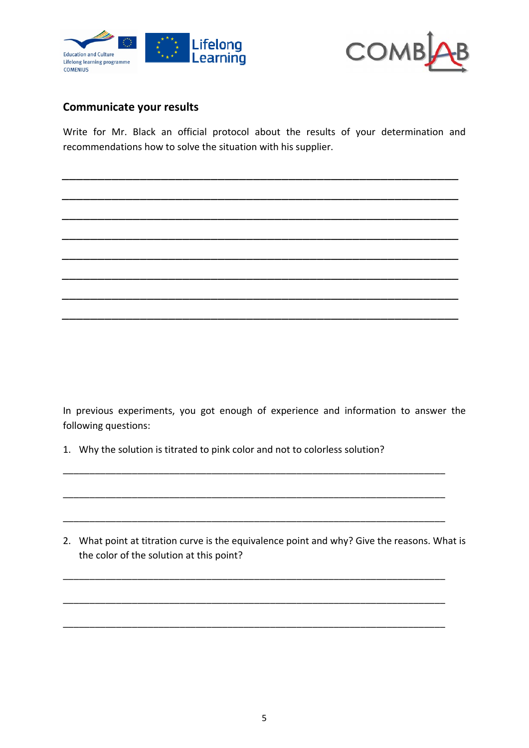## Communicate your results

Write for Mr. Black an official protocol about the results of your determination and recommendations how to solve the situation with his supplier.

________________________________________________________________________

________________________________________________________________________

________________________________________________________________________

________________________________________________________________________

________________________________________________________________________

________________________________________________________________________

________________________________________________________________________

________________________________________________________________________

In previous experiments, you got enough of experience and information to answer the following questions:

1. Why the solution is titrated to pink color and not to colorless solution?

________________________________________________________________________

________________________________________________________________________

________________________________________________________________________

2. What point at titration curve is the equivalence point and why? Give the reasons. What is the color of the solution at this point?

________________________________________________________________________

________________________________________________________________________

________________________________________________________________________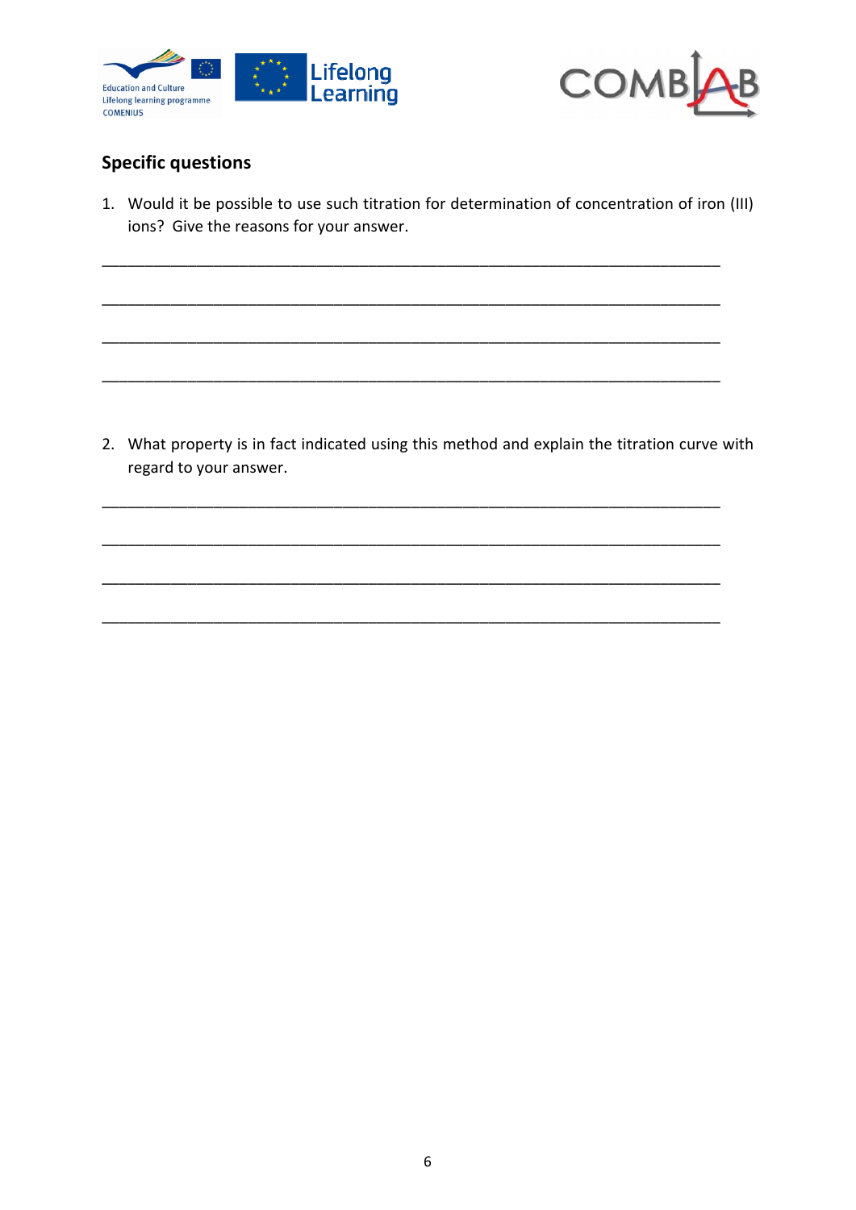## Specific questions

1. Would it be possible to use such titration for determination of concentration of iron (III) ions? Give the reasons for your answer.

________________________________________________________________________

________________________________________________________________________

________________________________________________________________________

________________________________________________________________________

2. What property is in fact indicated using this method and explain the titration curve with regard to your answer.

________________________________________________________________________

________________________________________________________________________

________________________________________________________________________

________________________________________________________________________